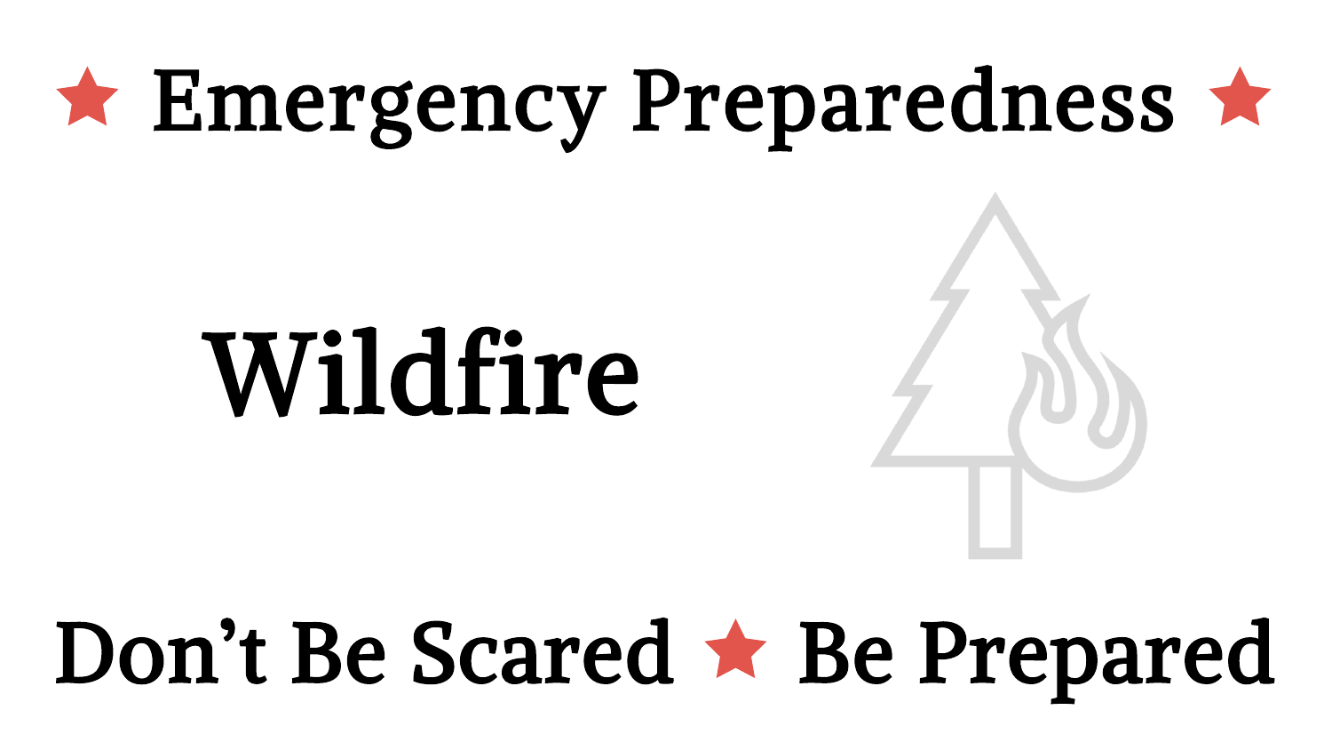★ Emergency Preparedness ★

# Wildfire

Don't Be Scared ★ Be Prepared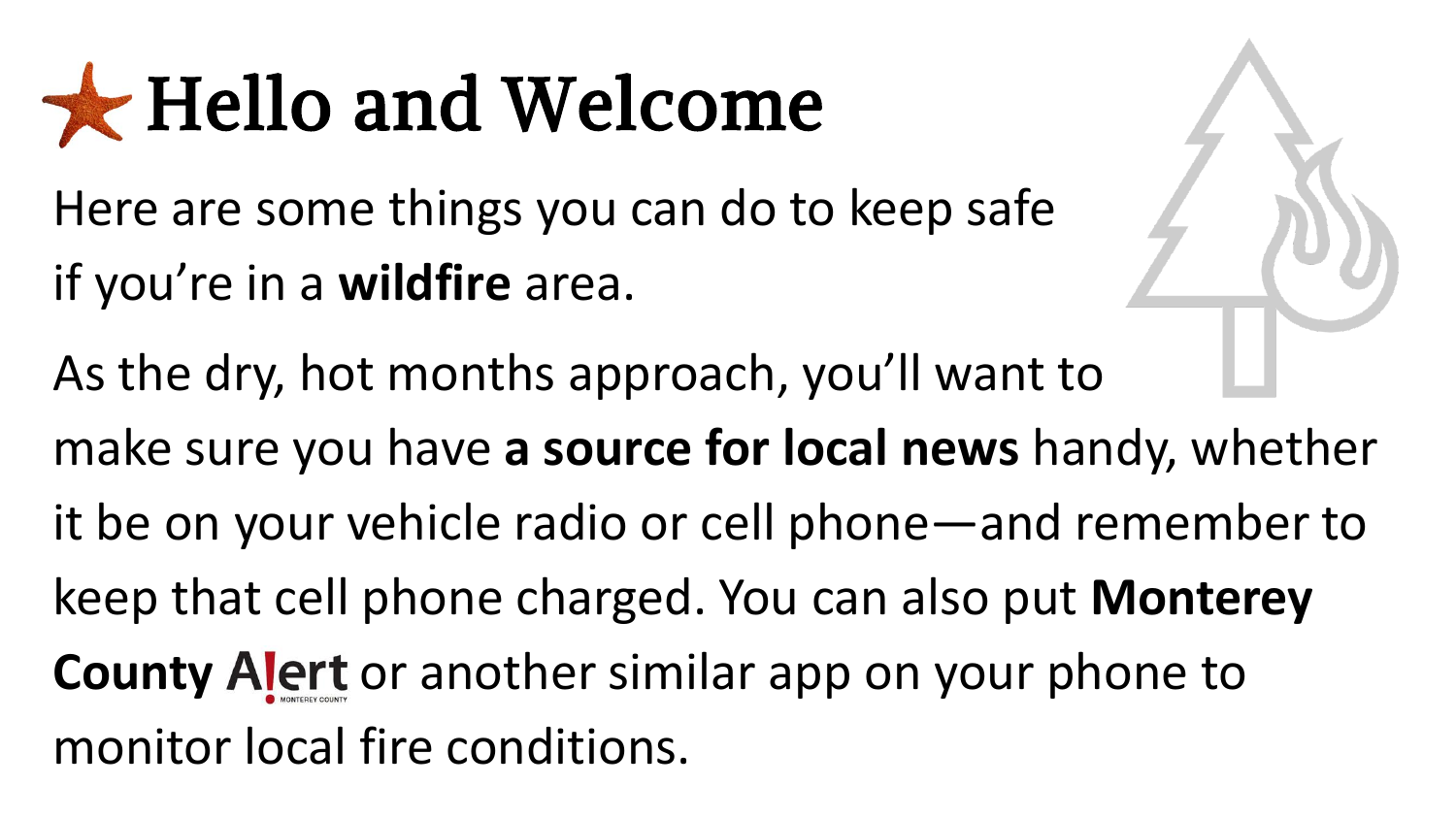# Hello and Welcome

Here are some things you can do to keep safe if you're in a **wildfire** area.

As the dry, hot months approach, you'll want to make sure you have **a source for local news** handy, whether it be on your vehicle radio or cell phone—and remember to keep that cell phone charged. You can also put **Monterey County Alert** or another similar app on your phone to monitor local fire conditions.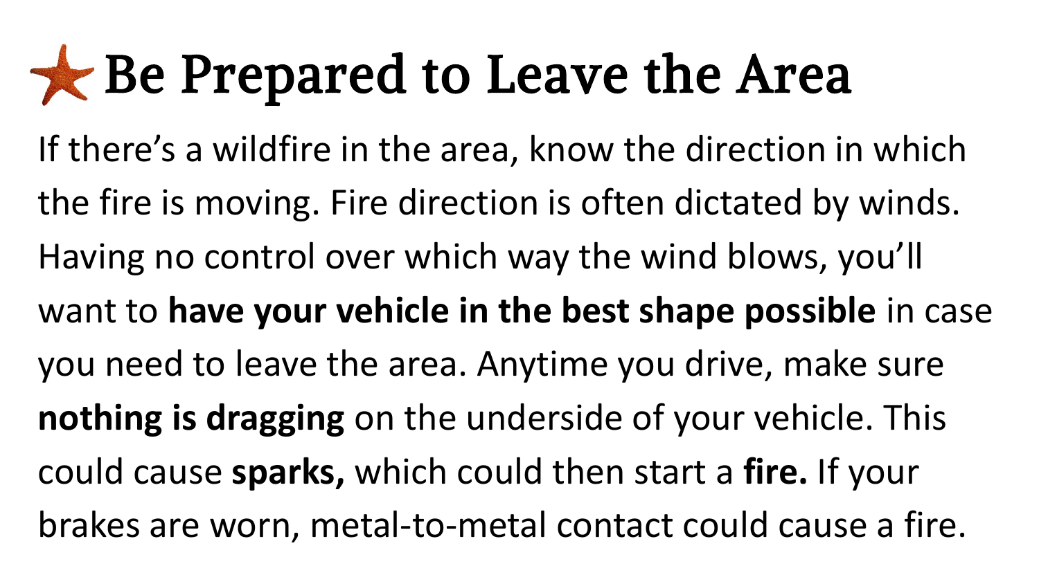# Be Prepared to Leave the Area

If there's a wildfire in the area, know the direction in which the fire is moving. Fire direction is often dictated by winds. Having no control over which way the wind blows, you'll want to **have your vehicle in the best shape possible** in case you need to leave the area. Anytime you drive, make sure **nothing is dragging** on the underside of your vehicle. This could cause **sparks,** which could then start a **fire.** If your brakes are worn, metal-to-metal contact could cause a fire.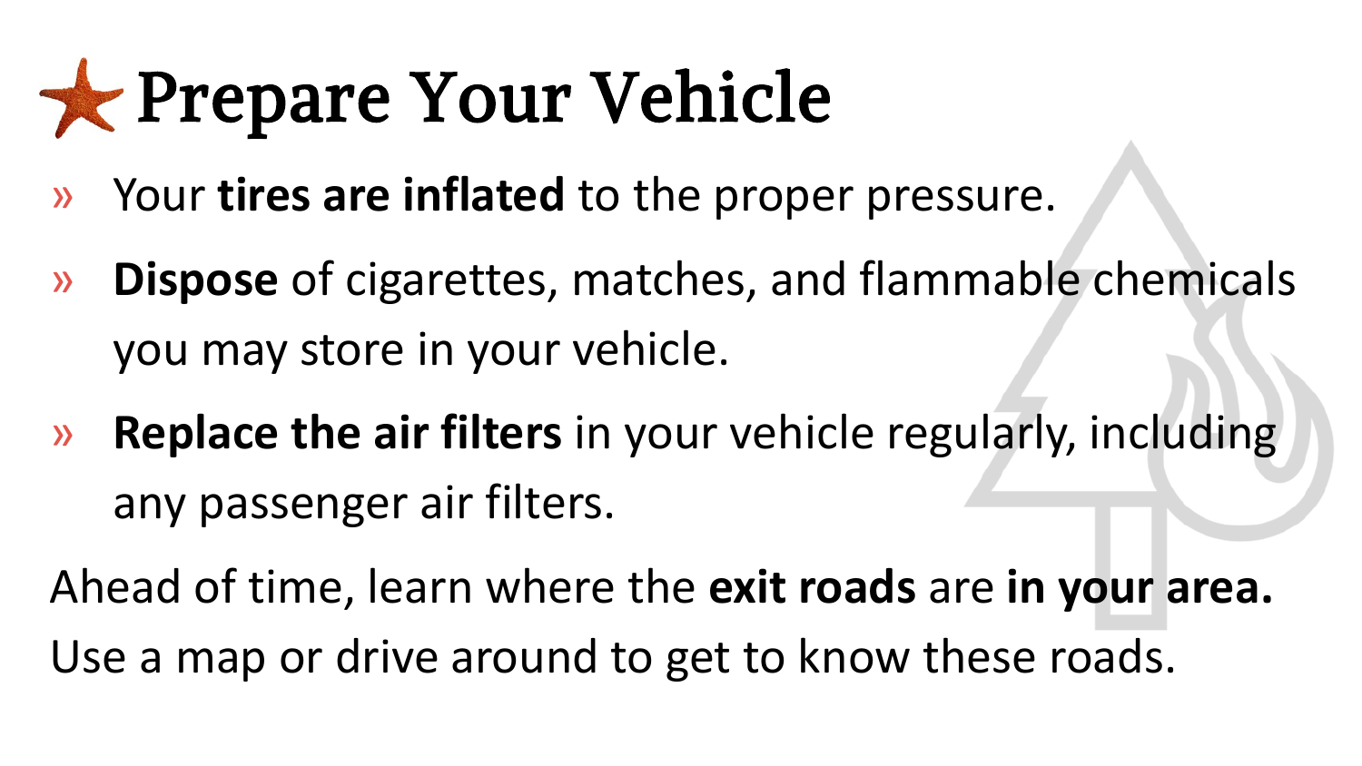# Prepare Your Vehicle

- Your **tires are inflated** to the proper pressure.
- **Dispose** of cigarettes, matches, and flammable chemicals you may store in your vehicle.
- **Replace the air filters** in your vehicle regularly, including any passenger air filters.

Ahead of time, learn where the **exit roads** are **in your area.** Use a map or drive around to get to know these roads.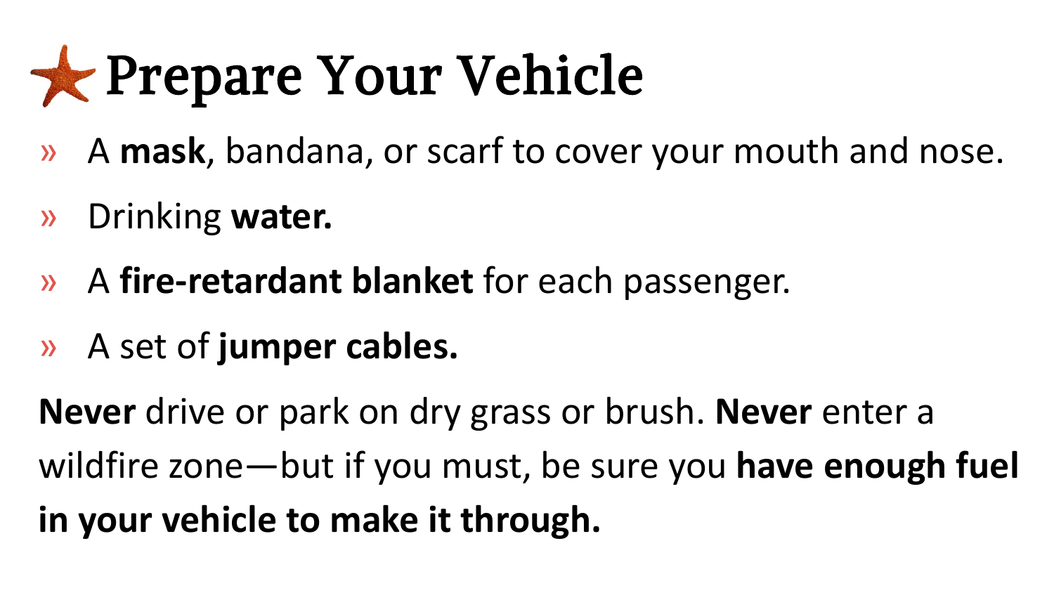# Prepare Your Vehicle

- A **mask**, bandana, or scarf to cover your mouth and nose.
- Drinking **water.**
- A **fire-retardant blanket** for each passenger.
- A set of **jumper cables.**

**Never** drive or park on dry grass or brush. **Never** enter a wildfire zone—but if you must, be sure you **have enough fuel in your vehicle to make it through.**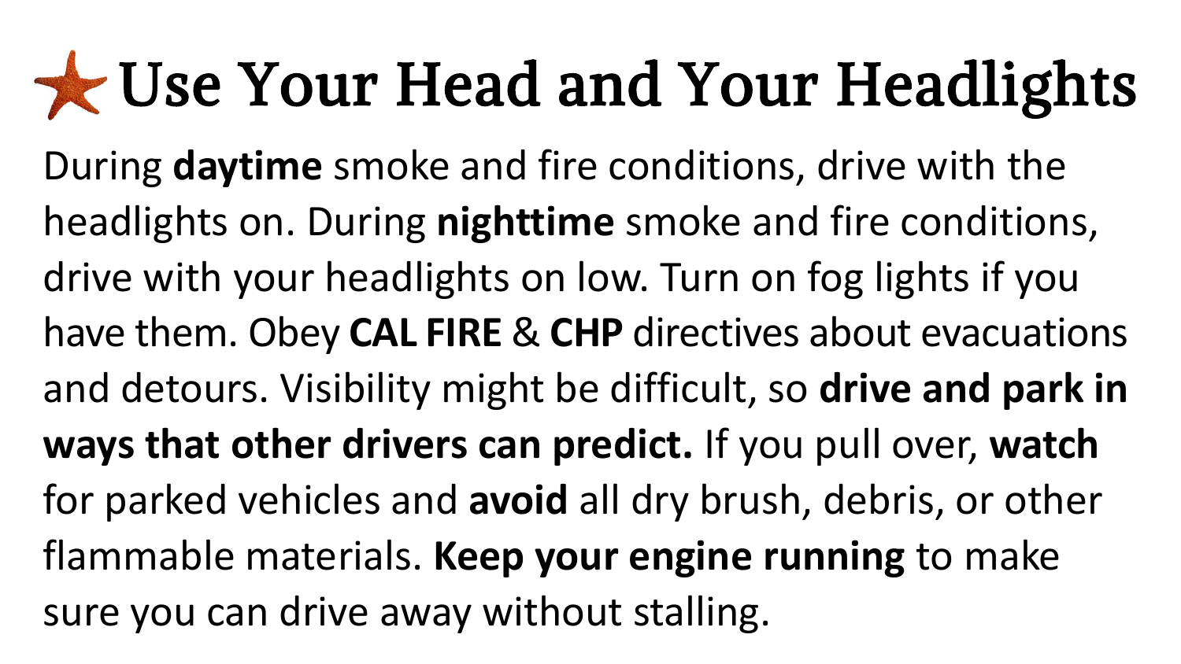# Use Your Head and Your Headlights

During **daytime** smoke and fire conditions, drive with the headlights on. During **nighttime** smoke and fire conditions, drive with your headlights on low. Turn on fog lights if you have them. Obey **CAL FIRE** & **CHP** directives about evacuations and detours. Visibility might be difficult, so **drive and park in ways that other drivers can predict.** If you pull over, **watch** for parked vehicles and **avoid** all dry brush, debris, or other flammable materials. **Keep your engine running** to make sure you can drive away without stalling.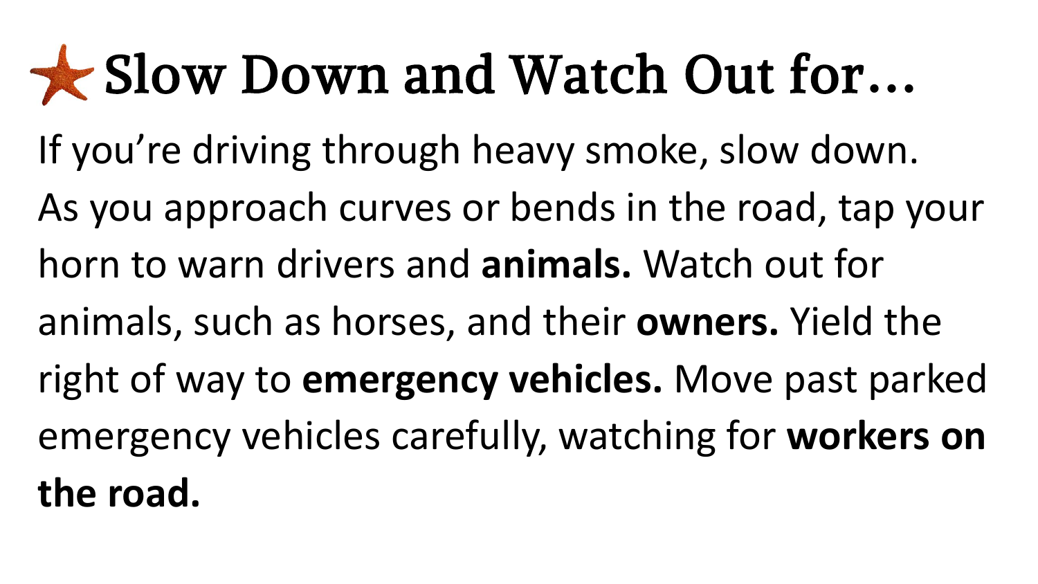# Slow Down and Watch Out for…

If you’re driving through heavy smoke, slow down. As you approach curves or bends in the road, tap your horn to warn drivers and **animals.** Watch out for animals, such as horses, and their **owners.** Yield the right of way to **emergency vehicles.** Move past parked emergency vehicles carefully, watching for **workers on the road.**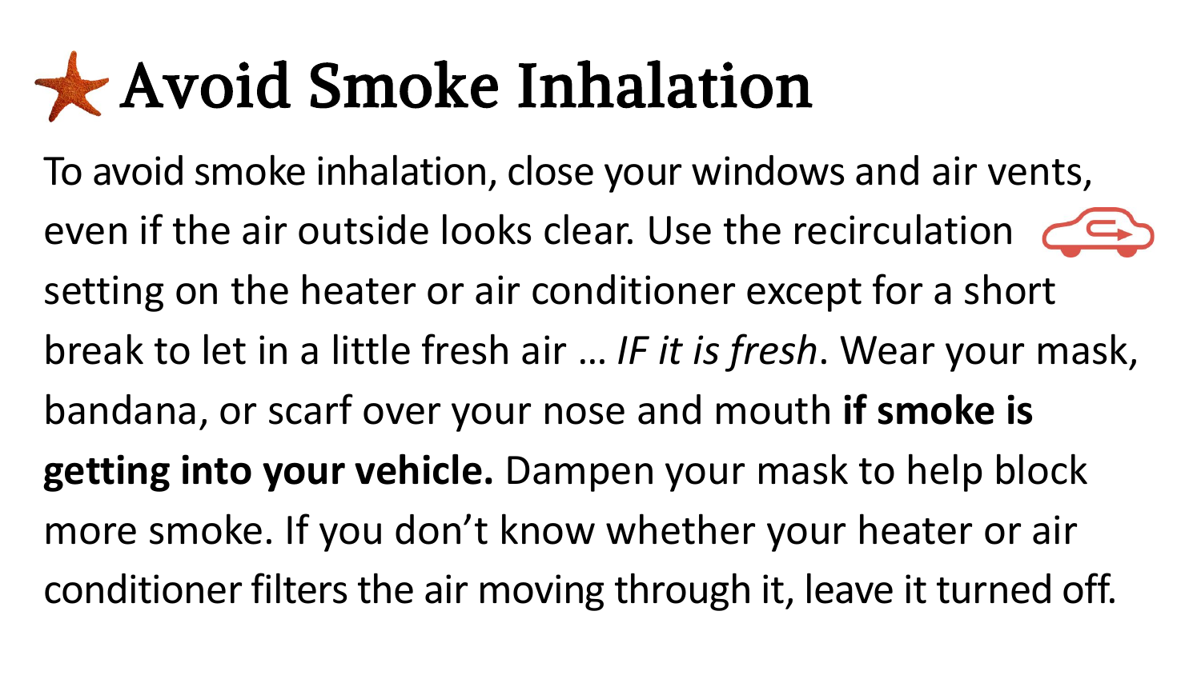# Avoid Smoke Inhalation

To avoid smoke inhalation, close your windows and air vents, even if the air outside looks clear. Use the recirculation setting on the heater or air conditioner except for a short break to let in a little fresh air … *IF it is fresh*. Wear your mask, bandana, or scarf over your nose and mouth **if smoke is getting into your vehicle.** Dampen your mask to help block more smoke. If you don't know whether your heater or air conditioner filters the air moving through it, leave it turned off.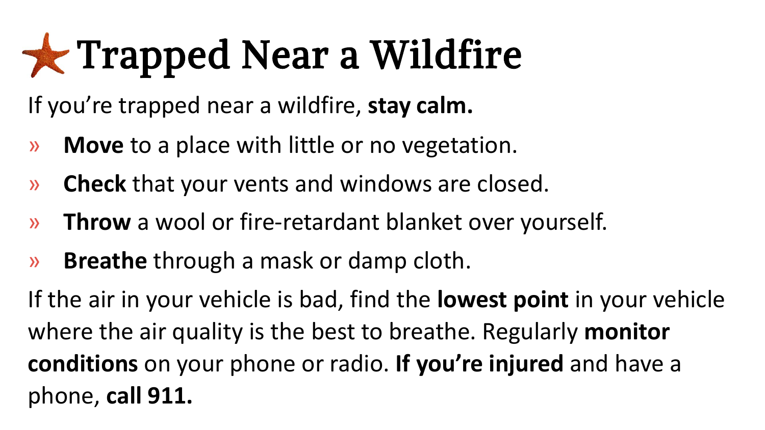# Trapped Near a Wildfire

If you're trapped near a wildfire, **stay calm.**

- **Move** to a place with little or no vegetation.
- **Check** that your vents and windows are closed.
- **Throw** a wool or fire-retardant blanket over yourself.
- **Breathe** through a mask or damp cloth.

If the air in your vehicle is bad, find the **lowest point** in your vehicle where the air quality is the best to breathe. Regularly **monitor conditions** on your phone or radio. **If you're injured** and have a phone, **call 911.**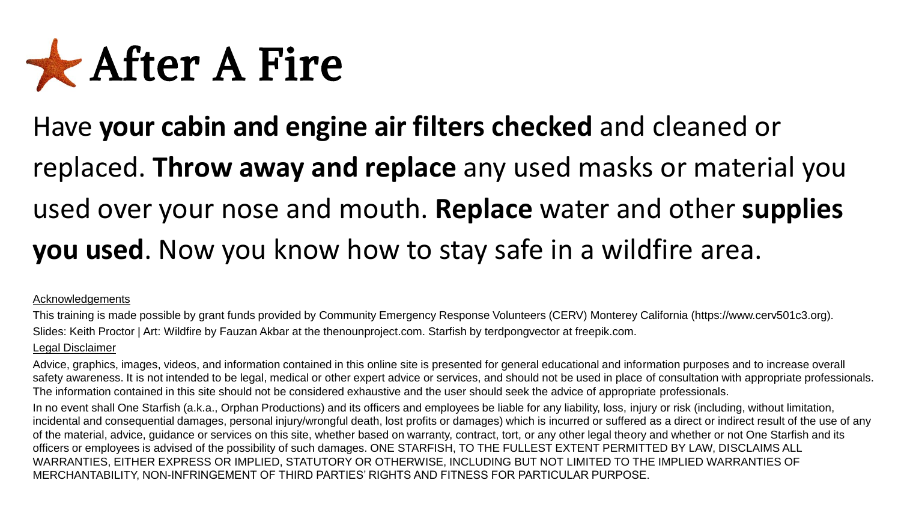# After A Fire

Have **your cabin and engine air filters checked** and cleaned or replaced. **Throw away and replace** any used masks or material you used over your nose and mouth. **Replace** water and other **supplies you used**. Now you know how to stay safe in a wildfire area.

Acknowledgements

This training is made possible by grant funds provided by Community Emergency Response Volunteers (CERV) Monterey California (https://www.cerv501c3.org).

Slides: Keith Proctor | Art: Wildfire by Fauzan Akbar at the thenounproject.com. Starfish by terdpongvector at freepik.com.

Legal Disclaimer

Advice, graphics, images, videos, and information contained in this online site is presented for general educational and information purposes and to increase overall safety awareness. It is not intended to be legal, medical or other expert advice or services, and should not be used in place of consultation with appropriate professionals. The information contained in this site should not be considered exhaustive and the user should seek the advice of appropriate professionals.

In no event shall One Starfish (a.k.a., Orphan Productions) and its officers and employees be liable for any liability, loss, injury or risk (including, without limitation, incidental and consequential damages, personal injury/wrongful death, lost profits or damages) which is incurred or suffered as a direct or indirect result of the use of any of the material, advice, guidance or services on this site, whether based on warranty, contract, tort, or any other legal theory and whether or not One Starfish and its officers or employees is advised of the possibility of such damages. ONE STARFISH, TO THE FULLEST EXTENT PERMITTED BY LAW, DISCLAIMS ALL WARRANTIES, EITHER EXPRESS OR IMPLIED, STATUTORY OR OTHERWISE, INCLUDING BUT NOT LIMITED TO THE IMPLIED WARRANTIES OF MERCHANTABILITY, NON-INFRINGEMENT OF THIRD PARTIES' RIGHTS AND FITNESS FOR PARTICULAR PURPOSE.